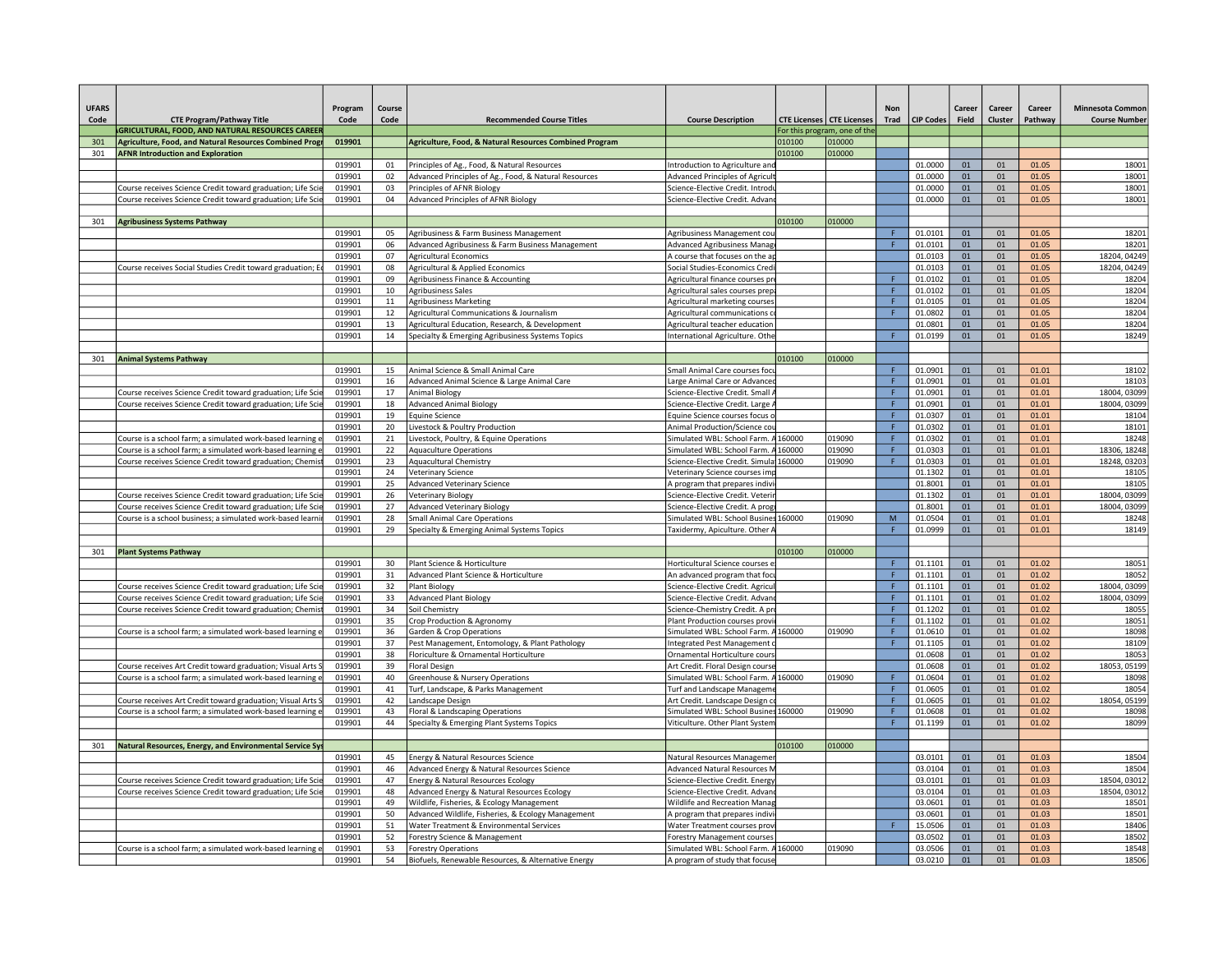| UFARS Code | CTE Program/Pathway Title | Program Code | Course Code | Recommended Course Titles | Course Description | CTE Licenses | CTE Licenses | Non Trad | CIP Codes | Career Field | Career Cluster | Career Pathway | Minnesota Common Course Number |
|---|---|---|---|---|---|---|---|---|---|---|---|---|---|
| | AGRICULTURAL, FOOD, AND NATURAL RESOURCES CAREER | | | | | For this program, one of the | | | | | | | |
| 301 | Agriculture, Food, and Natural Resources Combined Progr | 019901 | | Agriculture, Food, & Natural Resources Combined Program | | 010100 | 010000 | | | | | | |
| 301 | AFNR Introduction and Exploration | | | | | 010100 | 010000 | | | | | | |
| | | 019901 | 01 | Principles of Ag., Food, & Natural Resources | Introduction to Agriculture and | | | | 01.0000 | 01 | 01 | 01.05 | 18001 |
| | | 019901 | 02 | Advanced Principles of Ag., Food, & Natural Resources | Advanced Principles of Agricult | | | | 01.0000 | 01 | 01 | 01.05 | 18001 |
| | Course receives Science Credit toward graduation; Life Scie | 019901 | 03 | Principles of AFNR Biology | Science-Elective Credit. Introdu | | | | 01.0000 | 01 | 01 | 01.05 | 18001 |
| | Course receives Science Credit toward graduation; Life Scie | 019901 | 04 | Advanced Principles of AFNR Biology | Science-Elective Credit. Advanc | | | | 01.0000 | 01 | 01 | 01.05 | 18001 |
| | | | | | | | | | | | | | |
| 301 | Agribusiness Systems Pathway | | | | | 010100 | 010000 | | | | | | |
| | | 019901 | 05 | Agribusiness & Farm Business Management | Agribusiness Management cou | | | F | 01.0101 | 01 | 01 | 01.05 | 18201 |
| | | 019901 | 06 | Advanced Agribusiness & Farm Business Management | Advanced Agribusiness Manage | | | F | 01.0101 | 01 | 01 | 01.05 | 18201 |
| | | 019901 | 07 | Agricultural Economics | A course that focuses on the ap | | | | 01.0103 | 01 | 01 | 01.05 | 18204, 04249 |
| | Course receives Social Studies Credit toward graduation; Ec | 019901 | 08 | Agricultural & Applied Economics | Social Studies-Economics Credi | | | | 01.0103 | 01 | 01 | 01.05 | 18204, 04249 |
| | | 019901 | 09 | Agribusiness Finance & Accounting | Agricultural finance courses pr | | | F | 01.0102 | 01 | 01 | 01.05 | 18204 |
| | | 019901 | 10 | Agribusiness Sales | Agricultural sales courses prep | | | F | 01.0102 | 01 | 01 | 01.05 | 18204 |
| | | 019901 | 11 | Agribusiness Marketing | Agricultural marketing courses | | | F | 01.0105 | 01 | 01 | 01.05 | 18204 |
| | | 019901 | 12 | Agricultural Communications & Journalism | Agricultural communications c | | | F | 01.0802 | 01 | 01 | 01.05 | 18204 |
| | | 019901 | 13 | Agricultural Education, Research, & Development | Agricultural teacher education | | | | 01.0801 | 01 | 01 | 01.05 | 18204 |
| | | 019901 | 14 | Specialty & Emerging Agribusiness Systems Topics | International Agriculture. Othe | | | F | 01.0199 | 01 | 01 | 01.05 | 18249 |
| | | | | | | | | | | | | | |
| 301 | Animal Systems Pathway | | | | | 010100 | 010000 | | | | | | |
| | | 019901 | 15 | Animal Science & Small Animal Care | Small Animal Care courses focu | | | F | 01.0901 | 01 | 01 | 01.01 | 18102 |
| | | 019901 | 16 | Advanced Animal Science & Large Animal Care | Large Animal Care or Advanced | | | F | 01.0901 | 01 | 01 | 01.01 | 18103 |
| | Course receives Science Credit toward graduation; Life Scie | 019901 | 17 | Animal Biology | Science-Elective Credit. Small A | | | F | 01.0901 | 01 | 01 | 01.01 | 18004, 03099 |
| | Course receives Science Credit toward graduation; Life Scie | 019901 | 18 | Advanced Animal Biology | Science-Elective Credit. Large A | | | F | 01.0901 | 01 | 01 | 01.01 | 18004, 03099 |
| | | 019901 | 19 | Equine Science | Equine Science courses focus o | | | F | 01.0307 | 01 | 01 | 01.01 | 18104 |
| | | 019901 | 20 | Livestock & Poultry Production | Animal Production/Science cou | | | F | 01.0302 | 01 | 01 | 01.01 | 18101 |
| | Course is a school farm; a simulated work-based learning e | 019901 | 21 | Livestock, Poultry, & Equine Operations | Simulated WBL: School Farm. A | 160000 | 019090 | F | 01.0302 | 01 | 01 | 01.01 | 18248 |
| | Course is a school farm; a simulated work-based learning e | 019901 | 22 | Aquaculture Operations | Simulated WBL: School Farm. A | 160000 | 019090 | F | 01.0303 | 01 | 01 | 01.01 | 18306, 18248 |
| | Course receives Science Credit toward graduation; Chemist | 019901 | 23 | Aquacultural Chemistry | Science-Elective Credit. Simula | 160000 | 019090 | F | 01.0303 | 01 | 01 | 01.01 | 18248, 03203 |
| | | 019901 | 24 | Veterinary Science | Veterinary Science courses imp | | | | 01.1302 | 01 | 01 | 01.01 | 18105 |
| | | 019901 | 25 | Advanced Veterinary Science | A program that prepares indivi | | | | 01.8001 | 01 | 01 | 01.01 | 18105 |
| | Course receives Science Credit toward graduation; Life Scie | 019901 | 26 | Veterinary Biology | Science-Elective Credit. Veterir | | | | 01.1302 | 01 | 01 | 01.01 | 18004, 03099 |
| | Course receives Science Credit toward graduation; Life Scie | 019901 | 27 | Advanced Veterinary Biology | Science-Elective Credit. A progr | | | | 01.8001 | 01 | 01 | 01.01 | 18004, 03099 |
| | Course is a school business; a simulated work-based learnir | 019901 | 28 | Small Animal Care Operations | Simulated WBL: School Busines | 160000 | 019090 | M | 01.0504 | 01 | 01 | 01.01 | 18248 |
| | | 019901 | 29 | Specialty & Emerging Animal Systems Topics | Taxidermy, Apiculture. Other A | | | F | 01.0999 | 01 | 01 | 01.01 | 18149 |
| | | | | | | | | | | | | | |
| 301 | Plant Systems Pathway | | | | | 010100 | 010000 | | | | | | |
| | | 019901 | 30 | Plant Science & Horticulture | Horticultural Science courses e | | | F | 01.1101 | 01 | 01 | 01.02 | 18051 |
| | | 019901 | 31 | Advanced Plant Science & Horticulture | An advanced program that focu | | | F | 01.1101 | 01 | 01 | 01.02 | 18052 |
| | Course receives Science Credit toward graduation; Life Scie | 019901 | 32 | Plant Biology | Science-Elective Credit. Agricul | | | F | 01.1101 | 01 | 01 | 01.02 | 18004, 03099 |
| | Course receives Science Credit toward graduation; Life Scie | 019901 | 33 | Advanced Plant Biology | Science-Elective Credit. Advanc | | | F | 01.1101 | 01 | 01 | 01.02 | 18004, 03099 |
| | Course receives Science Credit toward graduation; Chemist | 019901 | 34 | Soil Chemistry | Science-Chemistry Credit. A pr | | | F | 01.1202 | 01 | 01 | 01.02 | 18055 |
| | | 019901 | 35 | Crop Production & Agronomy | Plant Production courses provi | | | F | 01.1102 | 01 | 01 | 01.02 | 18051 |
| | Course is a school farm; a simulated work-based learning e | 019901 | 36 | Garden & Crop Operations | Simulated WBL: School Farm. A | 160000 | 019090 | F | 01.0610 | 01 | 01 | 01.02 | 18098 |
| | | 019901 | 37 | Pest Management, Entomology, & Plant Pathology | Integrated Pest Management c | | | F | 01.1105 | 01 | 01 | 01.02 | 18109 |
| | | 019901 | 38 | Floriculture & Ornamental Horticulture | Ornamental Horticulture cours | | | | 01.0608 | 01 | 01 | 01.02 | 18053 |
| | Course receives Art Credit toward graduation; Visual Arts S | 019901 | 39 | Floral Design | Art Credit. Floral Design course | | | | 01.0608 | 01 | 01 | 01.02 | 18053, 05199 |
| | Course is a school farm; a simulated work-based learning e | 019901 | 40 | Greenhouse & Nursery Operations | Simulated WBL: School Farm. A | 160000 | 019090 | F | 01.0604 | 01 | 01 | 01.02 | 18098 |
| | | 019901 | 41 | Turf, Landscape, & Parks Management | Turf and Landscape Manageme | | | F | 01.0605 | 01 | 01 | 01.02 | 18054 |
| | Course receives Art Credit toward graduation; Visual Arts S | 019901 | 42 | Landscape Design | Art Credit. Landscape Design c | | | F | 01.0605 | 01 | 01 | 01.02 | 18054, 05199 |
| | Course is a school farm; a simulated work-based learning e | 019901 | 43 | Floral & Landscaping Operations | Simulated WBL: School Busines | 160000 | 019090 | F | 01.0608 | 01 | 01 | 01.02 | 18098 |
| | | 019901 | 44 | Specialty & Emerging Plant Systems Topics | Viticulture. Other Plant System | | | F | 01.1199 | 01 | 01 | 01.02 | 18099 |
| | | | | | | | | | | | | | |
| 301 | Natural Resources, Energy, and Environmental Service Sys | | | | | 010100 | 010000 | | | | | | |
| | | 019901 | 45 | Energy & Natural Resources Science | Natural Resources Managemer | | | | 03.0101 | 01 | 01 | 01.03 | 18504 |
| | | 019901 | 46 | Advanced Energy & Natural Resources Science | Advanced Natural Resources M | | | | 03.0104 | 01 | 01 | 01.03 | 18504 |
| | Course receives Science Credit toward graduation; Life Scie | 019901 | 47 | Energy & Natural Resources Ecology | Science-Elective Credit. Energy | | | | 03.0101 | 01 | 01 | 01.03 | 18504, 03012 |
| | Course receives Science Credit toward graduation; Life Scie | 019901 | 48 | Advanced Energy & Natural Resources Ecology | Science-Elective Credit. Advanc | | | | 03.0104 | 01 | 01 | 01.03 | 18504, 03012 |
| | | 019901 | 49 | Wildlife, Fisheries, & Ecology Management | Wildlife and Recreation Manag | | | | 03.0601 | 01 | 01 | 01.03 | 18501 |
| | | 019901 | 50 | Advanced Wildlife, Fisheries, & Ecology Management | A program that prepares indivi | | | | 03.0601 | 01 | 01 | 01.03 | 18501 |
| | | 019901 | 51 | Water Treatment & Environmental Services | Water Treatment courses prov | | | F | 15.0506 | 01 | 01 | 01.03 | 18406 |
| | | 019901 | 52 | Forestry Science & Management | Forestry Management courses | | | | 03.0502 | 01 | 01 | 01.03 | 18502 |
| | Course is a school farm; a simulated work-based learning e | 019901 | 53 | Forestry Operations | Simulated WBL: School Farm. A | 160000 | 019090 | | 03.0506 | 01 | 01 | 01.03 | 18548 |
| | | 019901 | 54 | Biofuels, Renewable Resources, & Alternative Energy | A program of study that focuse | | | | 03.0210 | 01 | 01 | 01.03 | 18506 |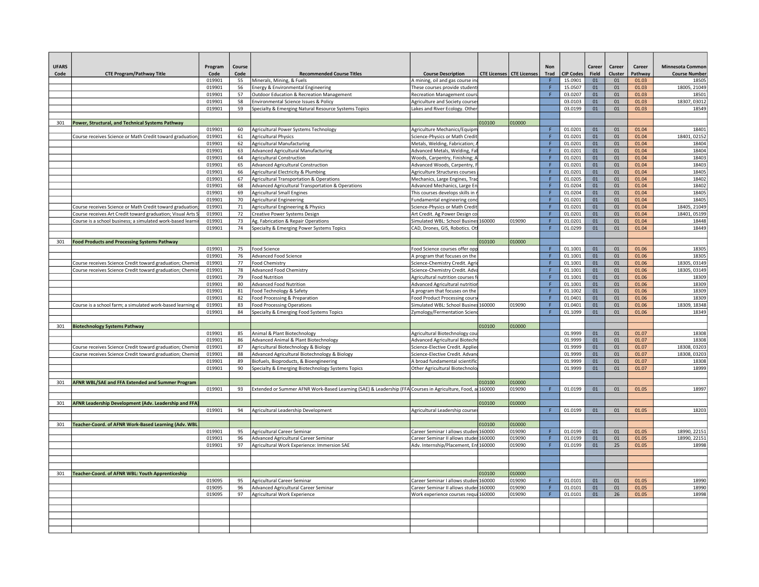| UFARS Code | CTE Program/Pathway Title | Program Code | Course Code | Recommended Course Titles | Course Description | CTE Licenses | CTE Licenses | Non Trad | CIP Codes | Career Field | Career Cluster | Career Pathway | Minnesota Common Course Number |
|---|---|---|---|---|---|---|---|---|---|---|---|---|---|
| | | 019901 | 55 | Minerals, Mining, & Fuels | A mining, oil and gas course in | | | F | 15.0901 | 01 | 01 | 01.03 | 18505 |
| | | 019901 | 56 | Energy & Environmental Engineering | These courses provide students | | | F | 15.0507 | 01 | 01 | 01.03 | 18005, 21049 |
| | | 019901 | 57 | Outdoor Education & Recreation Management | Recreation Management cours | | | F | 03.0207 | 01 | 01 | 01.03 | 18501 |
| | | 019901 | 58 | Environmental Science Issues & Policy | Agriculture and Society course | | | | 03.0103 | 01 | 01 | 01.03 | 18307, 03012 |
| | | 019901 | 59 | Specialty & Emerging Natural Resource Systems Topics | Lakes and River Ecology. Other | | | | 03.0199 | 01 | 01 | 01.03 | 18549 |
| | | | | | | | | | | | | | |
| 301 | **Power, Structural, and Technical Systems Pathway** | | | | | 010100 | 010000 | | | | | | |
| | | 019901 | 60 | Agricultural Power Systems Technology | Agriculture Mechanics/Equipm | | | F | 01.0201 | 01 | 01 | 01.04 | 18401 |
| | Course receives Science or Math Credit toward graduation; | 019901 | 61 | Agricultural Physics | Science-Physics or Math Credit | | | F | 01.0201 | 01 | 01 | 01.04 | 18401, 02152 |
| | | 019901 | 62 | Agricultural Manufacturing | Metals, Welding, Fabrication; A | | | F | 01.0201 | 01 | 01 | 01.04 | 18404 |
| | | 019901 | 63 | Advanced Agricultural Manufacturing | Advanced Metals, Welding, Fab | | | F | 01.0201 | 01 | 01 | 01.04 | 18404 |
| | | 019901 | 64 | Agricultural Construction | Woods, Carpentry, Finishing; A | | | F | 01.0201 | 01 | 01 | 01.04 | 18403 |
| | | 019901 | 65 | Advanced Agricultural Construction | Advanced Woods, Carpentry, F | | | F | 01.0201 | 01 | 01 | 01.04 | 18403 |
| | | 019901 | 66 | Agricultural Electricity & Plumbing | Agriculture Structures courses | | | F | 01.0201 | 01 | 01 | 01.04 | 18405 |
| | | 019901 | 67 | Agricultural Transportation & Operations | Mechanics, Large Engines, Trac | | | F | 01.0205 | 01 | 01 | 01.04 | 18402 |
| | | 019901 | 68 | Advanced Agricultural Transportation & Operations | Advanced Mechanics, Large En | | | F | 01.0204 | 01 | 01 | 01.04 | 18402 |
| | | 019901 | 69 | Agricultural Small Engines | This courses develops skills in | | | F | 01.0204 | 01 | 01 | 01.04 | 18405 |
| | | 019901 | 70 | Agricultural Engineering | Fundamental engineering conc | | | F | 01.0201 | 01 | 01 | 01.04 | 18405 |
| | Course receives Science or Math Credit toward graduation; | 019901 | 71 | Agricultural Engineering & Physics | Science-Physics or Math Credit | | | F | 01.0201 | 01 | 01 | 01.04 | 18405, 21049 |
| | Course receives Art Credit toward graduation; Visual Arts S | 019901 | 72 | Creative Power Systems Design | Art Credit. Ag Power Design co | | | F | 01.0201 | 01 | 01 | 01.04 | 18401, 05199 |
| | Course is a school business; a simulated work-based learni | 019901 | 73 | Ag. Fabrication & Repair Operations | Simulated WBL: School Busines | 160000 | 019090 | F | 01.0201 | 01 | 01 | 01.04 | 18448 |
| | | 019901 | 74 | Specialty & Emerging Power Systems Topics | CAD, Drones, GIS, Robotics. Ot | | | F | 01.0299 | 01 | 01 | 01.04 | 18449 |
| | | | | | | | | | | | | | |
| 301 | **Food Products and Processing Systems Pathway** | | | | | 010100 | 010000 | | | | | | |
| | | 019901 | 75 | Food Science | Food Science courses offer opp | | | F | 01.1001 | 01 | 01 | 01.06 | 18305 |
| | | 019901 | 76 | Advanced Food Science | A program that focuses on the | | | F | 01.1001 | 01 | 01 | 01.06 | 18305 |
| | Course receives Science Credit toward graduation; Chemist | 019901 | 77 | Food Chemistry | Science-Chemistry Credit. Agri | | | F | 01.1001 | 01 | 01 | 01.06 | 18305, 03149 |
| | Course receives Science Credit toward graduation; Chemist | 019901 | 78 | Advanced Food Chemistry | Science-Chemistry Credit. Adva | | | F | 01.1001 | 01 | 01 | 01.06 | 18305, 03149 |
| | | 019901 | 79 | Food Nutrition | Agricultural nutrition courses f | | | F | 01.1001 | 01 | 01 | 01.06 | 18309 |
| | | 019901 | 80 | Advanced Food Nutrition | Advanced Agricultural nutrition | | | F | 01.1001 | 01 | 01 | 01.06 | 18309 |
| | | 019901 | 81 | Food Technology & Safety | A program that focuses on the | | | F | 01.1002 | 01 | 01 | 01.06 | 18309 |
| | | 019901 | 82 | Food Processing & Preparation | Food Product Processing cours | | | F | 01.0401 | 01 | 01 | 01.06 | 18309 |
| | Course is a school farm; a simulated work-based learning e | 019901 | 83 | Food Processing Operations | Simulated WBL: School Busines | 160000 | 019090 | F | 01.0401 | 01 | 01 | 01.06 | 18309, 18348 |
| | | 019901 | 84 | Specialty & Emerging Food Systems Topics | Zymology/Fermentation Scienc | | | F | 01.1099 | 01 | 01 | 01.06 | 18349 |
| | | | | | | | | | | | | | |
| 301 | **Biotechnology Systems Pathway** | | | | | 010100 | 010000 | | | | | | |
| | | 019901 | 85 | Animal & Plant Biotechnology | Agricultural Biotechnology cou | | | | 01.9999 | 01 | 01 | 01.07 | 18308 |
| | | 019901 | 86 | Advanced Animal & Plant Biotechnology | Advanced Agricultural Biotechn | | | | 01.9999 | 01 | 01 | 01.07 | 18308 |
| | Course receives Science Credit toward graduation; Chemist | 019901 | 87 | Agricultural Biotechnology & Biology | Science-Elective Credit. Applie | | | | 01.9999 | 01 | 01 | 01.07 | 18308, 03203 |
| | Course receives Science Credit toward graduation; Chemist | 019901 | 88 | Advanced Agricultural Biotechnology & Biology | Science-Elective Credit. Advan | | | | 01.9999 | 01 | 01 | 01.07 | 18308, 03203 |
| | | 019901 | 89 | Biofuels, Bioproducts, & Bioengineering | A broad fundamental scientific | | | | 01.9999 | 01 | 01 | 01.07 | 18308 |
| | | 019901 | 90 | Specialty & Emerging Biotechnology Systems Topics | Other Agricultural Biotechnolo | | | | 01.9999 | 01 | 01 | 01.07 | 18999 |
| | | | | | | | | | | | | | |
| 301 | **AFNR WBL/SAE and FFA Extended and Summer Program** | | | | | 010100 | 010000 | | | | | | |
| | | 019901 | 93 | Extended or Summer AFNR Work-Based Learning (SAE) & Leadership (FFA | Courses in Agriculture, Food, a | 160000 | 019090 | F | 01.0199 | 01 | 01 | 01.05 | 18997 |
| | | | | | | | | | | | | | |
| 301 | **AFNR Leadership Development (Adv. Leadership and FFA)** | | | | | 010100 | 010000 | | | | | | |
| | | 019901 | 94 | Agricultural Leadership Development | Agricultural Leadership course | | | F | 01.0199 | 01 | 01 | 01.05 | 18203 |
| | | | | | | | | | | | | | |
| 301 | **Teacher-Coord. of AFNR Work-Based Learning (Adv. WBL** | | | | | 010100 | 010000 | | | | | | |
| | | 019901 | 95 | Agricultural Career Seminar | Career Seminar I allows studen | 160000 | 019090 | F | 01.0199 | 01 | 01 | 01.05 | 18990, 22151 |
| | | 019901 | 96 | Advanced Agricultural Career Seminar | Career Seminar II allows studer | 160000 | 019090 | F | 01.0199 | 01 | 01 | 01.05 | 18990, 22151 |
| | | 019901 | 97 | Agricultural Work Experience: Immersion SAE | Adv. Internship/Placement, En | 160000 | 019090 | F | 01.0199 | 01 | 25 | 01.05 | 18998 |
| | | | | | | | | | | | | | |
| 301 | **Teacher-Coord. of AFNR WBL: Youth Apprenticeship** | | | | | 010100 | 010000 | | | | | | |
| | | 019095 | 95 | Agricultural Career Seminar | Career Seminar I allows studen | 160000 | 019090 | F | 01.0101 | 01 | 01 | 01.05 | 18990 |
| | | 019095 | 96 | Advanced Agricultural Career Seminar | Career Seminar II allows studer | 160000 | 019090 | F | 01.0101 | 01 | 01 | 01.05 | 18990 |
| | | 019095 | 97 | Agricultural Work Experience | Work experience courses requi | 160000 | 019090 | F | 01.0101 | 01 | 26 | 01.05 | 18998 |